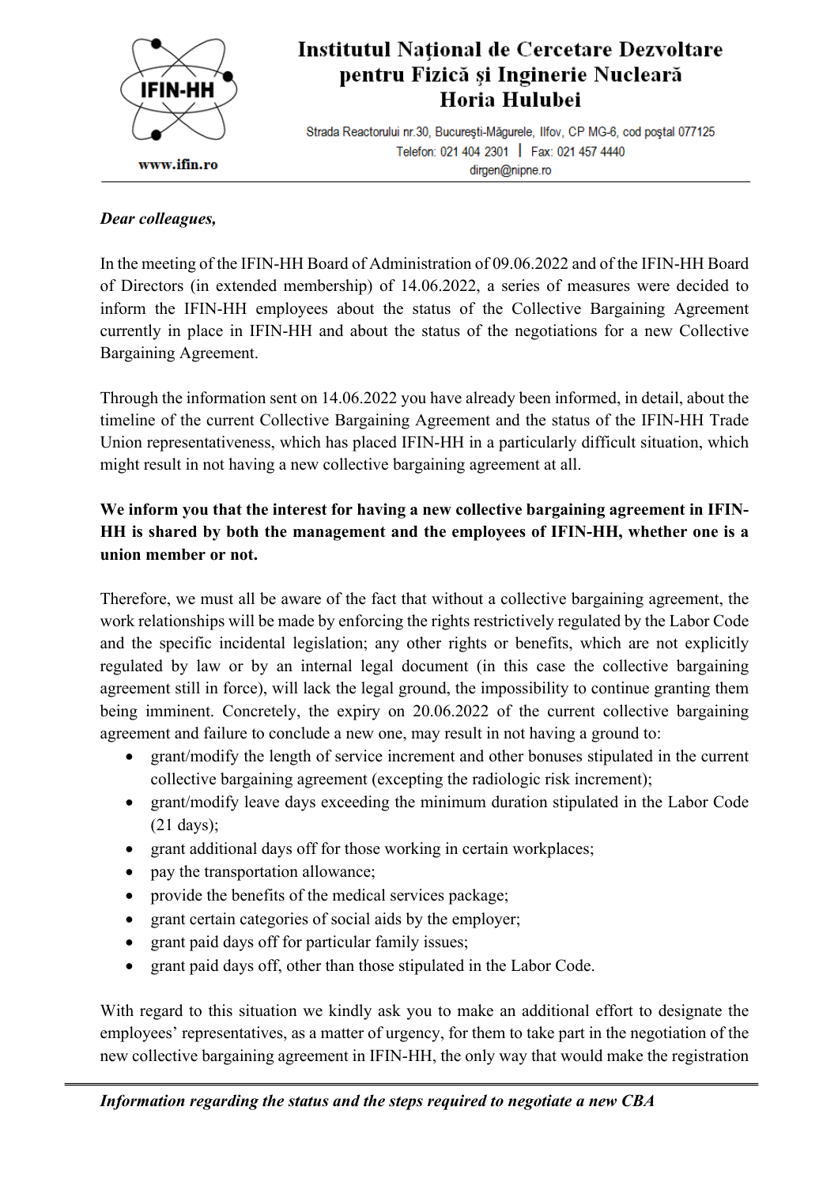# Institutul Naţional de Cercetare Dezvoltare pentru Fizică şi Inginerie Nucleară Horia Hulubei

Strada Reactorului nr.30, Bucureşti-Măgurele, Ilfov, CP MG-6, cod poştal 077125
Telefon: 021 404 2301 | Fax: 021 457 4440
dirgen@nipne.ro

www.ifin.ro

*Dear colleagues,*

In the meeting of the IFIN-HH Board of Administration of 09.06.2022 and of the IFIN-HH Board of Directors (in extended membership) of 14.06.2022, a series of measures were decided to inform the IFIN-HH employees about the status of the Collective Bargaining Agreement currently in place in IFIN-HH and about the status of the negotiations for a new Collective Bargaining Agreement.

Through the information sent on 14.06.2022 you have already been informed, in detail, about the timeline of the current Collective Bargaining Agreement and the status of the IFIN-HH Trade Union representativeness, which has placed IFIN-HH in a particularly difficult situation, which might result in not having a new collective bargaining agreement at all.

**We inform you that the interest for having a new collective bargaining agreement in IFIN-HH is shared by both the management and the employees of IFIN-HH, whether one is a union member or not.**

Therefore, we must all be aware of the fact that without a collective bargaining agreement, the work relationships will be made by enforcing the rights restrictively regulated by the Labor Code and the specific incidental legislation; any other rights or benefits, which are not explicitly regulated by law or by an internal legal document (in this case the collective bargaining agreement still in force), will lack the legal ground, the impossibility to continue granting them being imminent. Concretely, the expiry on 20.06.2022 of the current collective bargaining agreement and failure to conclude a new one, may result in not having a ground to:

- grant/modify the length of service increment and other bonuses stipulated in the current collective bargaining agreement (excepting the radiologic risk increment);
- grant/modify leave days exceeding the minimum duration stipulated in the Labor Code (21 days);
- grant additional days off for those working in certain workplaces;
- pay the transportation allowance;
- provide the benefits of the medical services package;
- grant certain categories of social aids by the employer;
- grant paid days off for particular family issues;
- grant paid days off, other than those stipulated in the Labor Code.

With regard to this situation we kindly ask you to make an additional effort to designate the employees' representatives, as a matter of urgency, for them to take part in the negotiation of the new collective bargaining agreement in IFIN-HH, the only way that would make the registration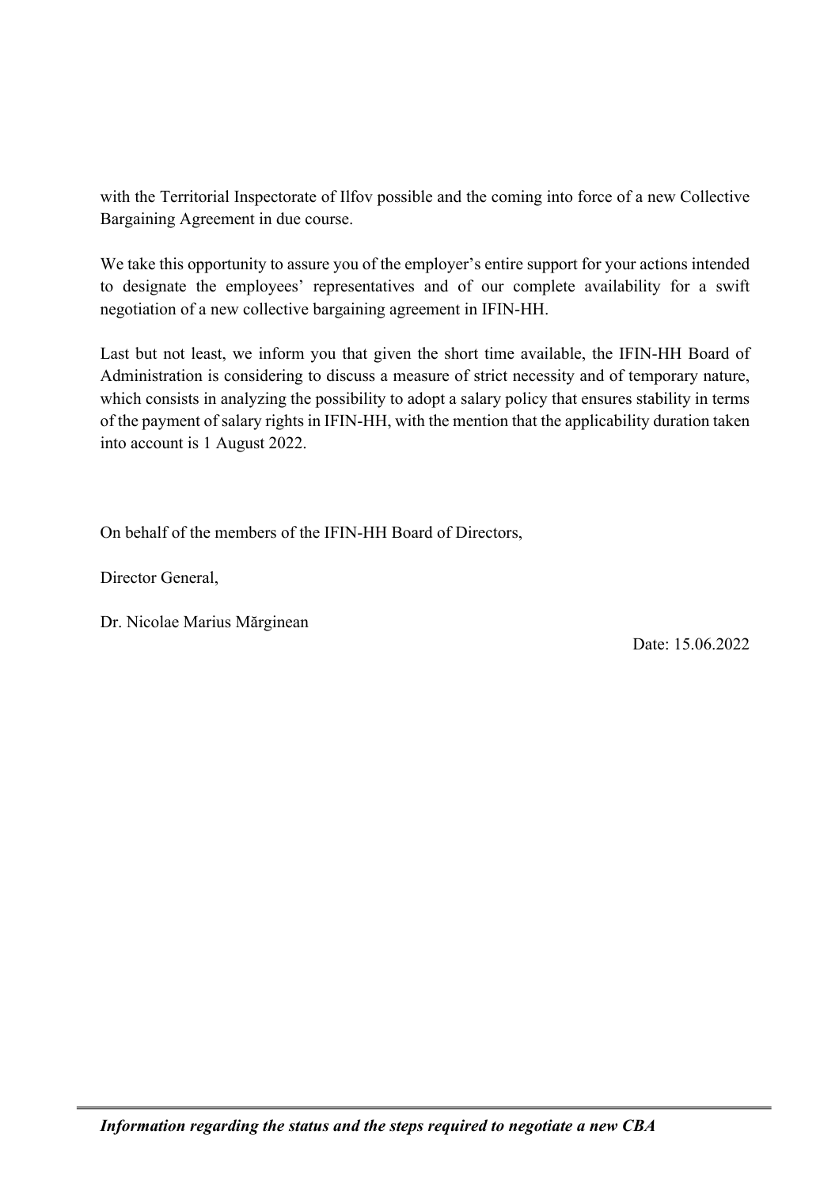with the Territorial Inspectorate of Ilfov possible and the coming into force of a new Collective Bargaining Agreement in due course.

We take this opportunity to assure you of the employer's entire support for your actions intended to designate the employees' representatives and of our complete availability for a swift negotiation of a new collective bargaining agreement in IFIN-HH.

Last but not least, we inform you that given the short time available, the IFIN-HH Board of Administration is considering to discuss a measure of strict necessity and of temporary nature, which consists in analyzing the possibility to adopt a salary policy that ensures stability in terms of the payment of salary rights in IFIN-HH, with the mention that the applicability duration taken into account is 1 August 2022.

On behalf of the members of the IFIN-HH Board of Directors,

Director General,

Dr. Nicolae Marius Mărginean

Date: 15.06.2022